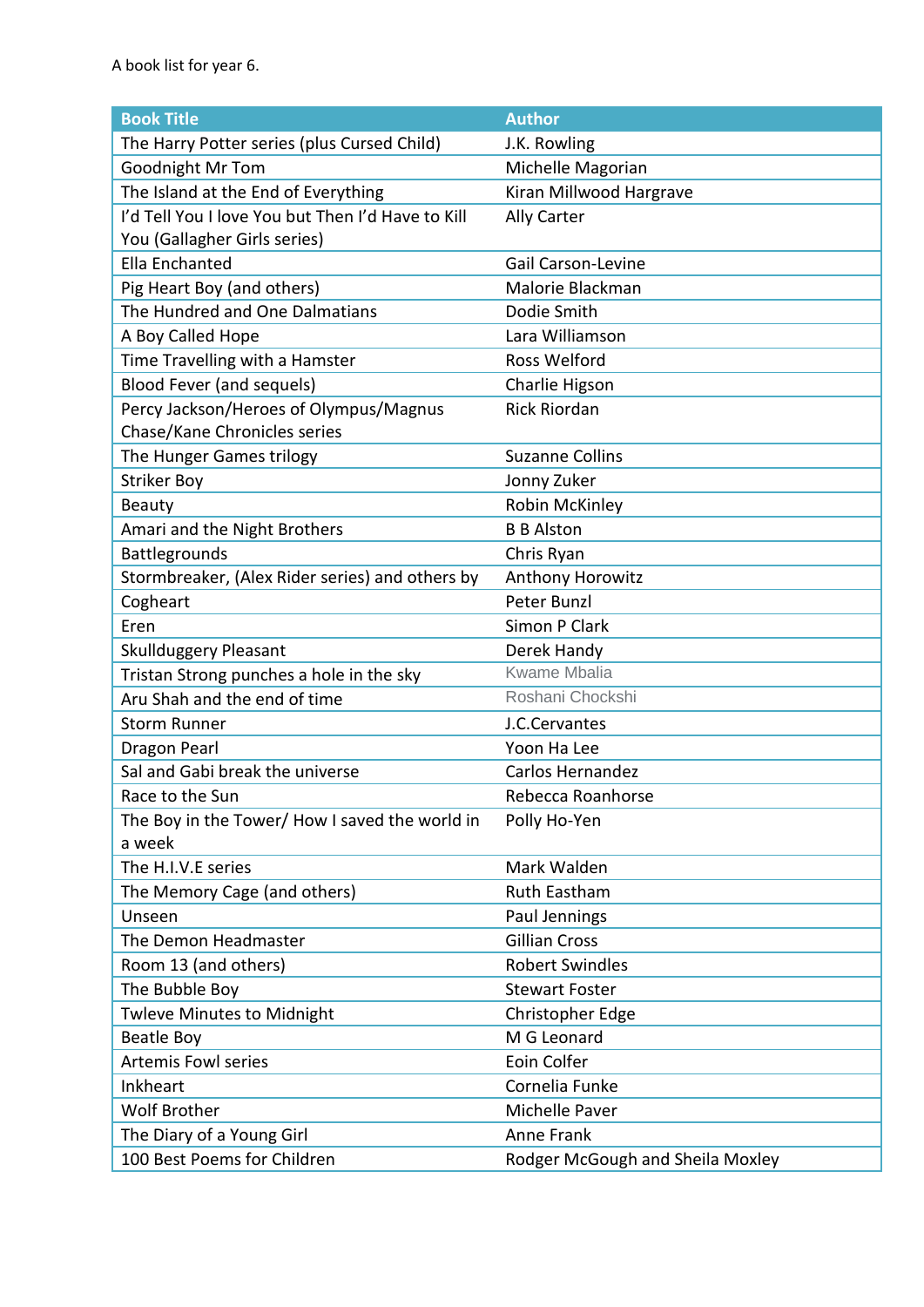A book list for year 6.

| Book Title | Author |
|---|---|
| The Harry Potter series (plus Cursed Child) | J.K. Rowling |
| Goodnight Mr Tom | Michelle Magorian |
| The Island at the End of Everything | Kiran Millwood Hargrave |
| I'd Tell You I love You but Then I'd Have to Kill You (Gallagher Girls series) | Ally Carter |
| Ella Enchanted | Gail Carson-Levine |
| Pig Heart Boy (and others) | Malorie Blackman |
| The Hundred and One Dalmatians | Dodie Smith |
| A Boy Called Hope | Lara Williamson |
| Time Travelling with a Hamster | Ross Welford |
| Blood Fever (and sequels) | Charlie Higson |
| Percy Jackson/Heroes of Olympus/Magnus Chase/Kane Chronicles series | Rick Riordan |
| The Hunger Games trilogy | Suzanne Collins |
| Striker Boy | Jonny Zuker |
| Beauty | Robin McKinley |
| Amari and the Night Brothers | B B Alston |
| Battlegrounds | Chris Ryan |
| Stormbreaker, (Alex Rider series) and others by | Anthony Horowitz |
| Cogheart | Peter Bunzl |
| Eren | Simon P Clark |
| Skullduggery Pleasant | Derek Handy |
| Tristan Strong punches a hole in the sky | Kwame Mbalia |
| Aru Shah and the end of time | Roshani Chockshi |
| Storm Runner | J.C.Cervantes |
| Dragon Pearl | Yoon Ha Lee |
| Sal and Gabi break the universe | Carlos Hernandez |
| Race to the Sun | Rebecca Roanhorse |
| The Boy in the Tower/ How I saved the world in a week | Polly Ho-Yen |
| The H.I.V.E series | Mark Walden |
| The Memory Cage (and others) | Ruth Eastham |
| Unseen | Paul Jennings |
| The Demon Headmaster | Gillian Cross |
| Room 13 (and others) | Robert Swindles |
| The Bubble Boy | Stewart Foster |
| Twleve Minutes to Midnight | Christopher Edge |
| Beatle Boy | M G Leonard |
| Artemis Fowl series | Eoin Colfer |
| Inkheart | Cornelia Funke |
| Wolf Brother | Michelle Paver |
| The Diary of a Young Girl | Anne Frank |
| 100 Best Poems for Children | Rodger McGough and Sheila Moxley |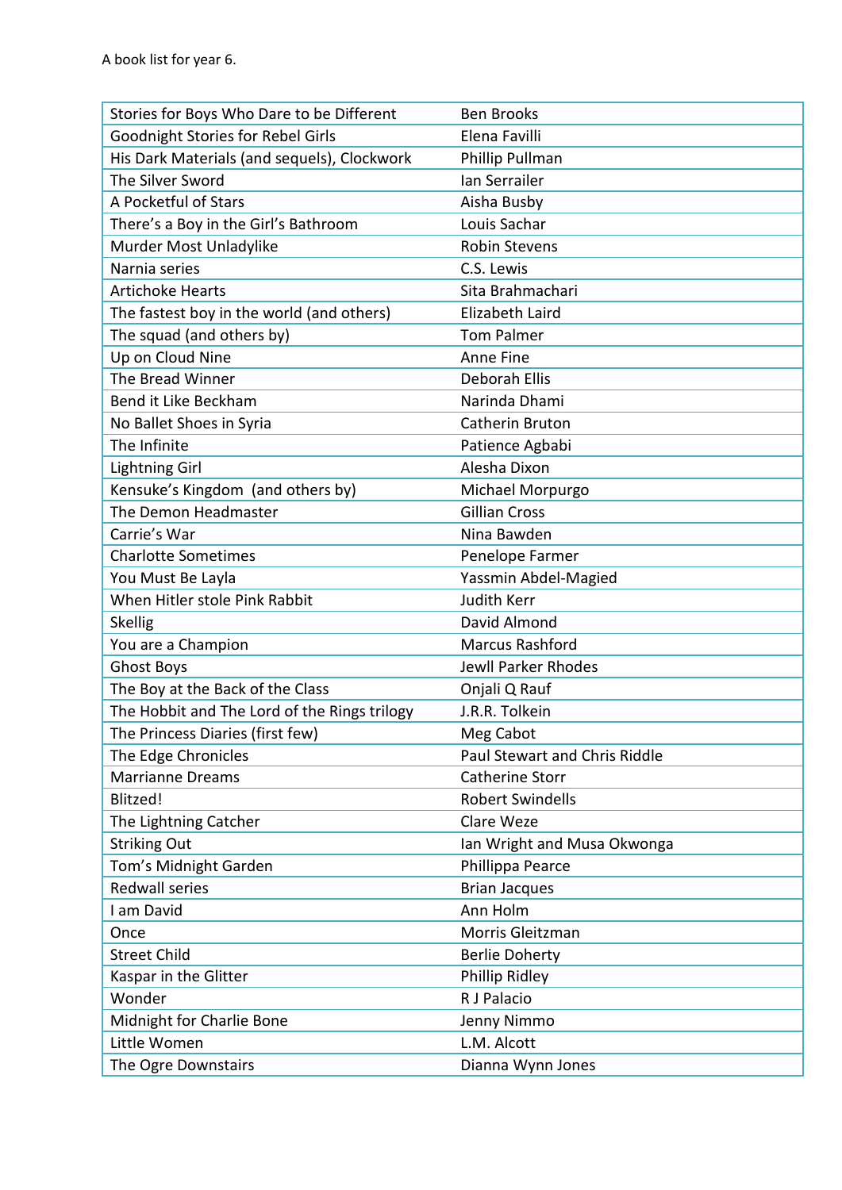A book list for year 6.

| | |
|---|---|
| Stories for Boys Who Dare to be Different | Ben Brooks |
| Goodnight Stories for Rebel Girls | Elena Favilli |
| His Dark Materials (and sequels), Clockwork | Phillip Pullman |
| The Silver Sword | Ian Serrailer |
| A Pocketful of Stars | Aisha Busby |
| There's a Boy in the Girl's Bathroom | Louis Sachar |
| Murder Most Unladylike | Robin Stevens |
| Narnia series | C.S. Lewis |
| Artichoke Hearts | Sita Brahmachari |
| The fastest boy in the world (and others) | Elizabeth Laird |
| The squad (and others by) | Tom Palmer |
| Up on Cloud Nine | Anne Fine |
| The Bread Winner | Deborah Ellis |
| Bend it Like Beckham | Narinda Dhami |
| No Ballet Shoes in Syria | Catherin Bruton |
| The Infinite | Patience Agbabi |
| Lightning Girl | Alesha Dixon |
| Kensuke's Kingdom (and others by) | Michael Morpurgo |
| The Demon Headmaster | Gillian Cross |
| Carrie's War | Nina Bawden |
| Charlotte Sometimes | Penelope Farmer |
| You Must Be Layla | Yassmin Abdel-Magied |
| When Hitler stole Pink Rabbit | Judith Kerr |
| Skellig | David Almond |
| You are a Champion | Marcus Rashford |
| Ghost Boys | Jewll Parker Rhodes |
| The Boy at the Back of the Class | Onjali Q Rauf |
| The Hobbit and The Lord of the Rings trilogy | J.R.R. Tolkein |
| The Princess Diaries (first few) | Meg Cabot |
| The Edge Chronicles | Paul Stewart and Chris Riddle |
| Marrianne Dreams | Catherine Storr |
| Blitzed! | Robert Swindells |
| The Lightning Catcher | Clare Weze |
| Striking Out | Ian Wright and Musa Okwonga |
| Tom's Midnight Garden | Phillippa Pearce |
| Redwall series | Brian Jacques |
| I am David | Ann Holm |
| Once | Morris Gleitzman |
| Street Child | Berlie Doherty |
| Kaspar in the Glitter | Phillip Ridley |
| Wonder | R J Palacio |
| Midnight for Charlie Bone | Jenny Nimmo |
| Little Women | L.M. Alcott |
| The Ogre Downstairs | Dianna Wynn Jones |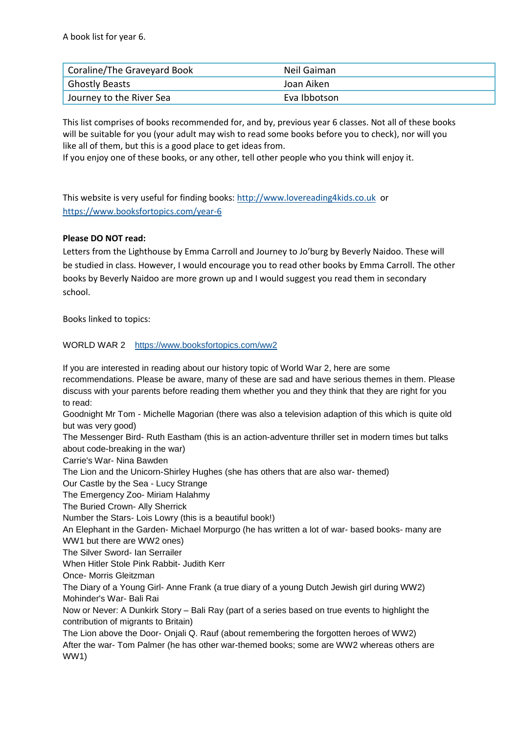A book list for year 6.

| | |
|---|---|
| Coraline/The Graveyard Book | Neil Gaiman |
| Ghostly Beasts | Joan Aiken |
| Journey to the River Sea | Eva Ibbotson |

This list comprises of books recommended for, and by, previous year 6 classes. Not all of these books will be suitable for you (your adult may wish to read some books before you to check), nor will you like all of them, but this is a good place to get ideas from.
If you enjoy one of these books, or any other, tell other people who you think will enjoy it.

This website is very useful for finding books: http://www.lovereading4kids.co.uk or https://www.booksfortopics.com/year-6

**Please DO NOT read:**
Letters from the Lighthouse by Emma Carroll and Journey to Jo'burg by Beverly Naidoo. These will be studied in class. However, I would encourage you to read other books by Emma Carroll. The other books by Beverly Naidoo are more grown up and I would suggest you read them in secondary school.

Books linked to topics:

WORLD WAR 2 https://www.booksfortopics.com/ww2

If you are interested in reading about our history topic of World War 2, here are some recommendations. Please be aware, many of these are sad and have serious themes in them. Please discuss with your parents before reading them whether you and they think that they are right for you to read:
Goodnight Mr Tom - Michelle Magorian (there was also a television adaption of this which is quite old but was very good)
The Messenger Bird- Ruth Eastham (this is an action-adventure thriller set in modern times but talks about code-breaking in the war)
Carrie's War- Nina Bawden
The Lion and the Unicorn-Shirley Hughes (she has others that are also war- themed)
Our Castle by the Sea - Lucy Strange
The Emergency Zoo- Miriam Halahmy
The Buried Crown- Ally Sherrick
Number the Stars- Lois Lowry (this is a beautiful book!)
An Elephant in the Garden- Michael Morpurgo (he has written a lot of war- based books- many are WW1 but there are WW2 ones)
The Silver Sword- Ian Serrailer
When Hitler Stole Pink Rabbit- Judith Kerr
Once- Morris Gleitzman
The Diary of a Young Girl- Anne Frank (a true diary of a young Dutch Jewish girl during WW2)
Mohinder's War- Bali Rai
Now or Never: A Dunkirk Story – Bali Ray (part of a series based on true events to highlight the contribution of migrants to Britain)
The Lion above the Door- Onjali Q. Rauf (about remembering the forgotten heroes of WW2)
After the war- Tom Palmer (he has other war-themed books; some are WW2 whereas others are WW1)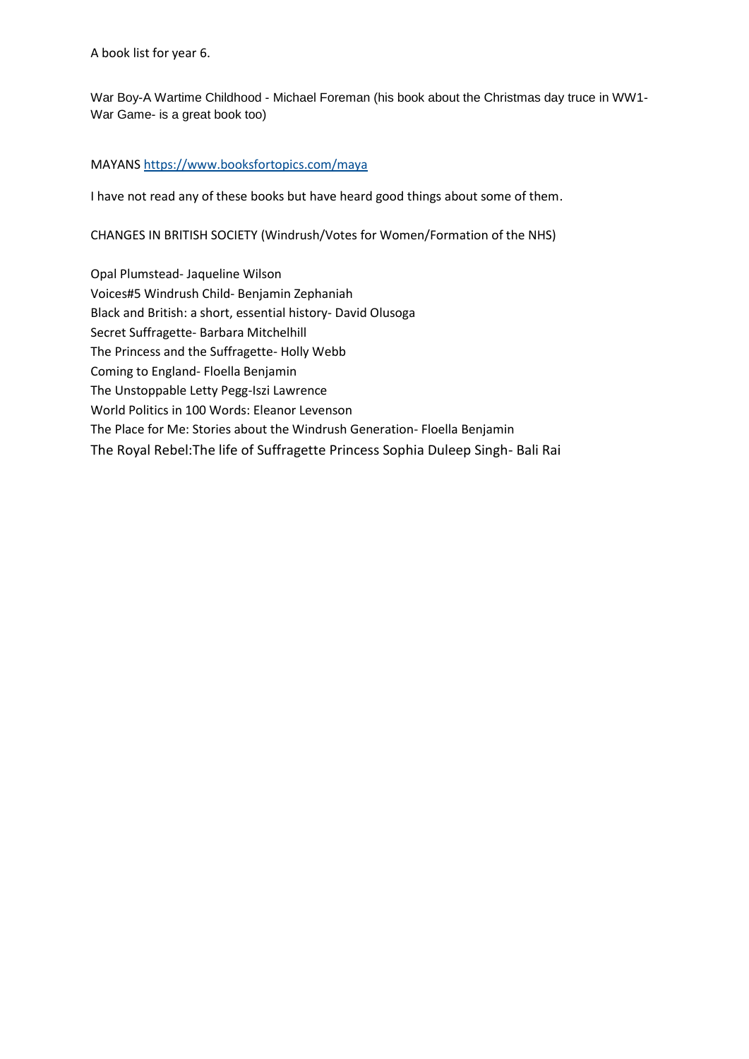A book list for year 6.

War Boy-A Wartime Childhood - Michael Foreman (his book about the Christmas day truce in WW1- War Game- is a great book too)

MAYANS https://www.booksfortopics.com/maya

I have not read any of these books but have heard good things about some of them.

CHANGES IN BRITISH SOCIETY (Windrush/Votes for Women/Formation of the NHS)

Opal Plumstead- Jaqueline Wilson
Voices#5 Windrush Child- Benjamin Zephaniah
Black and British: a short, essential history- David Olusoga
Secret Suffragette- Barbara Mitchelhill
The Princess and the Suffragette- Holly Webb
Coming to England- Floella Benjamin
The Unstoppable Letty Pegg-Iszi Lawrence
World Politics in 100 Words: Eleanor Levenson
The Place for Me: Stories about the Windrush Generation- Floella Benjamin
The Royal Rebel:The life of Suffragette Princess Sophia Duleep Singh- Bali Rai